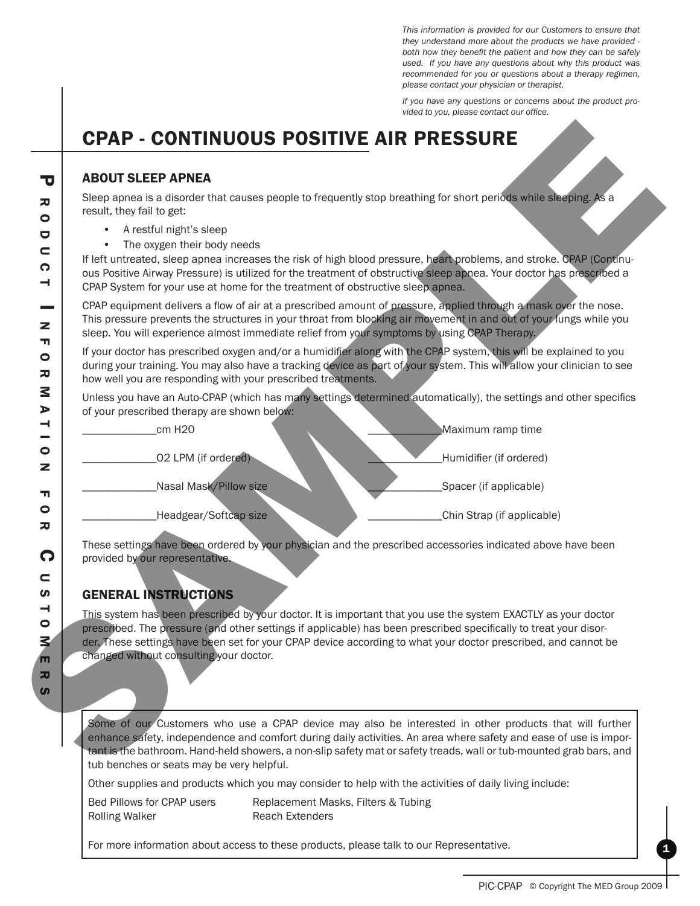*This information is provided for our Customers to ensure that they understand more about the products we have provided - both how they benefit the patient and how they can be safely used. If you have any questions about why this product was recommended for you or questions about a therapy regimen, please contact your physician or therapist.*

*If you have any questions or concerns about the product provided to you, please contact our office.*

# CPAP - CONTINUOUS POSITIVE AIR PRESSURE

## ABOUT SLEEP APNEA

Sleep apnea is a disorder that causes people to frequently stop breathing for short periods while sleeping. As a result, they fail to get:

- A restful night's sleep
- The oxygen their body needs

If left untreated, sleep apnea increases the risk of high blood pressure, heart problems, and stroke. CPAP (Continuous Positive Airway Pressure) is utilized for the treatment of obstructive sleep apnea. Your doctor has prescribed a CPAP System for your use at home for the treatment of obstructive sleep apnea.

CPAP equipment delivers a flow of air at a prescribed amount of pressure, applied through a mask over the nose. This pressure prevents the structures in your throat from blocking air movement in and out of your lungs while you sleep. You will experience almost immediate relief from your symptoms by using CPAP Therapy.

If your doctor has prescribed oxygen and/or a humidifier along with the CPAP system, this will be explained to you during your training. You may also have a tracking device as part of your system. This will allow your clinician to see how well you are responding with your prescribed treatments.

Unless you have an Auto-CPAP (which has many settings determined automatically), the settings and other specifics of your prescribed therapy are shown below:

| | |
|---|---|
| ____________cm H20 | ____________Maximum ramp time |
| ____________O2 LPM (if ordered) | ____________Humidifier (if ordered) |
| ____________Nasal Mask/Pillow size | ____________Spacer (if applicable) |
| ____________Headgear/Softcap size | ____________Chin Strap (if applicable) |

These settings have been ordered by your physician and the prescribed accessories indicated above have been provided by our representative.

## GENERAL INSTRUCTIONS

This system has been prescribed by your doctor. It is important that you use the system EXACTLY as your doctor prescribed. The pressure (and other settings if applicable) has been prescribed specifically to treat your disorder. These settings have been set for your CPAP device according to what your doctor prescribed, and cannot be changed without consulting your doctor.

Some of our Customers who use a CPAP device may also be interested in other products that will further enhance safety, independence and comfort during daily activities. An area where safety and ease of use is important is the bathroom. Hand-held showers, a non-slip safety mat or safety treads, wall or tub-mounted grab bars, and tub benches or seats may be very helpful.

Other supplies and products which you may consider to help with the activities of daily living include:

| | |
|---|---|
| Bed Pillows for CPAP users | Replacement Masks, Filters & Tubing |
| Rolling Walker | Reach Extenders |

For more information about access to these products, please talk to our Representative.

PIC-CPAP © Copyright The MED Group 2009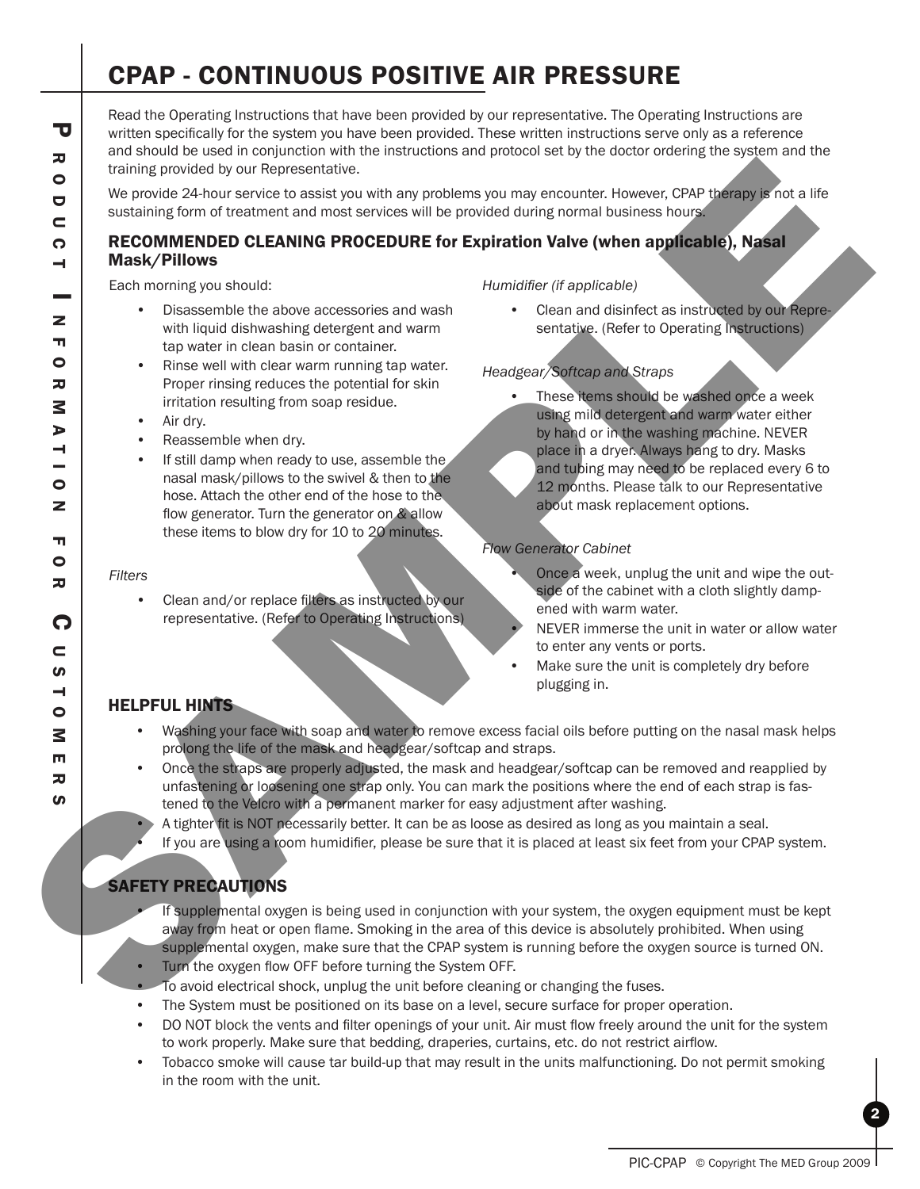# CPAP - CONTINUOUS POSITIVE AIR PRESSURE

Read the Operating Instructions that have been provided by our representative. The Operating Instructions are written specifically for the system you have been provided. These written instructions serve only as a reference and should be used in conjunction with the instructions and protocol set by the doctor ordering the system and the training provided by our Representative.

We provide 24-hour service to assist you with any problems you may encounter. However, CPAP therapy is not a life sustaining form of treatment and most services will be provided during normal business hours.

## RECOMMENDED CLEANING PROCEDURE for Expiration Valve (when applicable), Nasal Mask/Pillows

Each morning you should:

- Disassemble the above accessories and wash with liquid dishwashing detergent and warm tap water in clean basin or container.
- Rinse well with clear warm running tap water. Proper rinsing reduces the potential for skin irritation resulting from soap residue.
- Air dry.
- Reassemble when dry.
- If still damp when ready to use, assemble the nasal mask/pillows to the swivel & then to the hose. Attach the other end of the hose to the flow generator. Turn the generator on & allow these items to blow dry for 10 to 20 minutes.

*Filters*

- Clean and/or replace filters as instructed by our representative. (Refer to Operating Instructions)

*Humidifier (if applicable)*

- Clean and disinfect as instructed by our Representative. (Refer to Operating Instructions)

*Headgear/Softcap and Straps*

- These items should be washed once a week using mild detergent and warm water either by hand or in the washing machine. NEVER place in a dryer. Always hang to dry. Masks and tubing may need to be replaced every 6 to 12 months. Please talk to our Representative about mask replacement options.

*Flow Generator Cabinet*

- Once a week, unplug the unit and wipe the outside of the cabinet with a cloth slightly dampened with warm water.
- NEVER immerse the unit in water or allow water to enter any vents or ports.
- Make sure the unit is completely dry before plugging in.

## HELPFUL HINTS

- Washing your face with soap and water to remove excess facial oils before putting on the nasal mask helps prolong the life of the mask and headgear/softcap and straps.
- Once the straps are properly adjusted, the mask and headgear/softcap can be removed and reapplied by unfastening or loosening one strap only. You can mark the positions where the end of each strap is fastened to the Velcro with a permanent marker for easy adjustment after washing.
- A tighter fit is NOT necessarily better. It can be as loose as desired as long as you maintain a seal.
- If you are using a room humidifier, please be sure that it is placed at least six feet from your CPAP system.

## SAFETY PRECAUTIONS

- If supplemental oxygen is being used in conjunction with your system, the oxygen equipment must be kept away from heat or open flame. Smoking in the area of this device is absolutely prohibited. When using supplemental oxygen, make sure that the CPAP system is running before the oxygen source is turned ON.
- Turn the oxygen flow OFF before turning the System OFF.
- To avoid electrical shock, unplug the unit before cleaning or changing the fuses.
- The System must be positioned on its base on a level, secure surface for proper operation.
- DO NOT block the vents and filter openings of your unit. Air must flow freely around the unit for the system to work properly. Make sure that bedding, draperies, curtains, etc. do not restrict airflow.
- Tobacco smoke will cause tar build-up that may result in the units malfunctioning. Do not permit smoking in the room with the unit.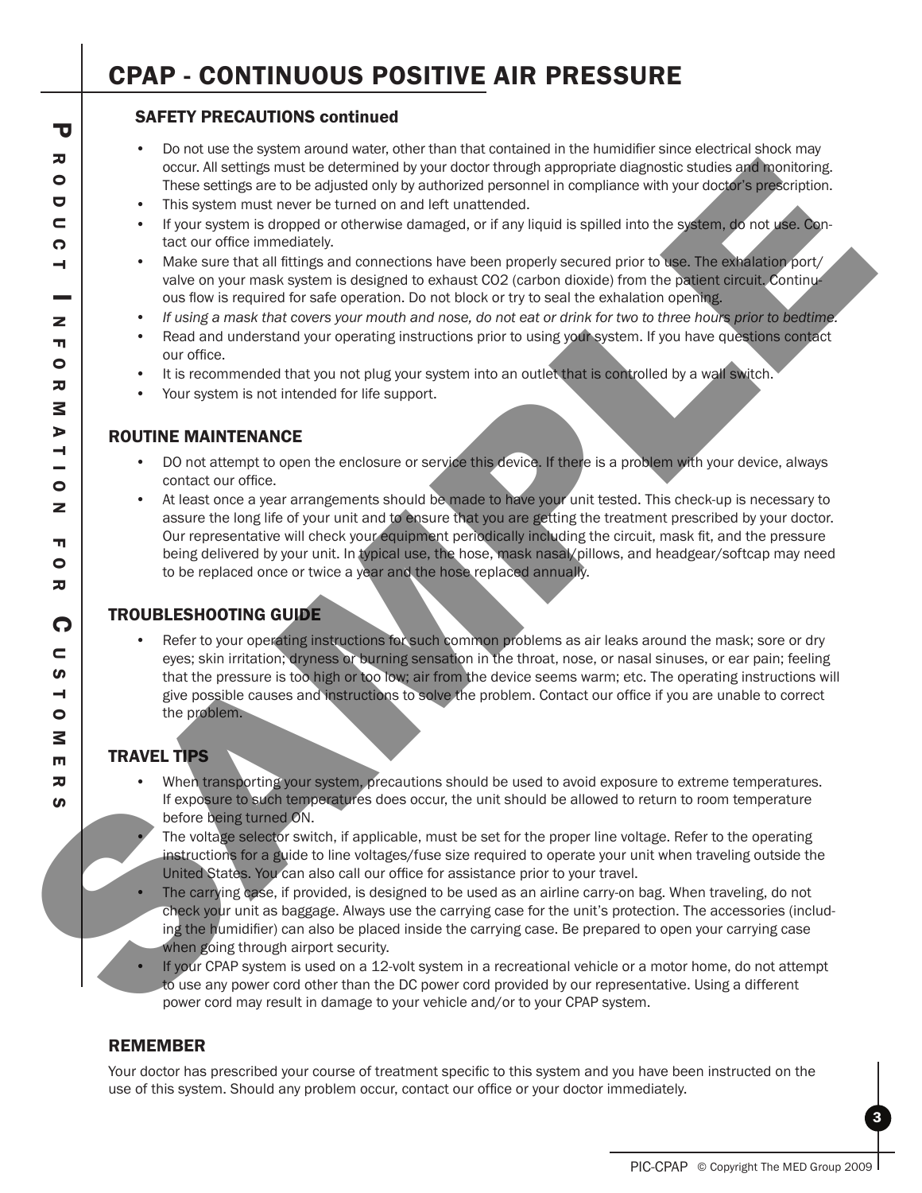# CPAP - CONTINUOUS POSITIVE AIR PRESSURE

### SAFETY PRECAUTIONS continued

- Do not use the system around water, other than that contained in the humidifier since electrical shock may occur. All settings must be determined by your doctor through appropriate diagnostic studies and monitoring. These settings are to be adjusted only by authorized personnel in compliance with your doctor's prescription.
- This system must never be turned on and left unattended.
- If your system is dropped or otherwise damaged, or if any liquid is spilled into the system, do not use. Contact our office immediately.
- Make sure that all fittings and connections have been properly secured prior to use. The exhalation port/valve on your mask system is designed to exhaust CO2 (carbon dioxide) from the patient circuit. Continuous flow is required for safe operation. Do not block or try to seal the exhalation opening.
- *If using a mask that covers your mouth and nose, do not eat or drink for two to three hours prior to bedtime.*
- Read and understand your operating instructions prior to using your system. If you have questions contact our office.
- It is recommended that you not plug your system into an outlet that is controlled by a wall switch.
- Your system is not intended for life support.

## ROUTINE MAINTENANCE

- DO not attempt to open the enclosure or service this device. If there is a problem with your device, always contact our office.
- At least once a year arrangements should be made to have your unit tested. This check-up is necessary to assure the long life of your unit and to ensure that you are getting the treatment prescribed by your doctor. Our representative will check your equipment periodically including the circuit, mask fit, and the pressure being delivered by your unit. In typical use, the hose, mask nasal/pillows, and headgear/softcap may need to be replaced once or twice a year and the hose replaced annually.

## TROUBLESHOOTING GUIDE

- Refer to your operating instructions for such common problems as air leaks around the mask; sore or dry eyes; skin irritation; dryness or burning sensation in the throat, nose, or nasal sinuses, or ear pain; feeling that the pressure is too high or too low; air from the device seems warm; etc. The operating instructions will give possible causes and instructions to solve the problem. Contact our office if you are unable to correct the problem.

## TRAVEL TIPS

- When transporting your system, precautions should be used to avoid exposure to extreme temperatures. If exposure to such temperatures does occur, the unit should be allowed to return to room temperature before being turned ON.
- The voltage selector switch, if applicable, must be set for the proper line voltage. Refer to the operating instructions for a guide to line voltages/fuse size required to operate your unit when traveling outside the United States. You can also call our office for assistance prior to your travel.
- The carrying case, if provided, is designed to be used as an airline carry-on bag. When traveling, do not check your unit as baggage. Always use the carrying case for the unit's protection. The accessories (including the humidifier) can also be placed inside the carrying case. Be prepared to open your carrying case when going through airport security.
- If your CPAP system is used on a 12-volt system in a recreational vehicle or a motor home, do not attempt to use any power cord other than the DC power cord provided by our representative. Using a different power cord may result in damage to your vehicle and/or to your CPAP system.

## REMEMBER

Your doctor has prescribed your course of treatment specific to this system and you have been instructed on the use of this system. Should any problem occur, contact our office or your doctor immediately.